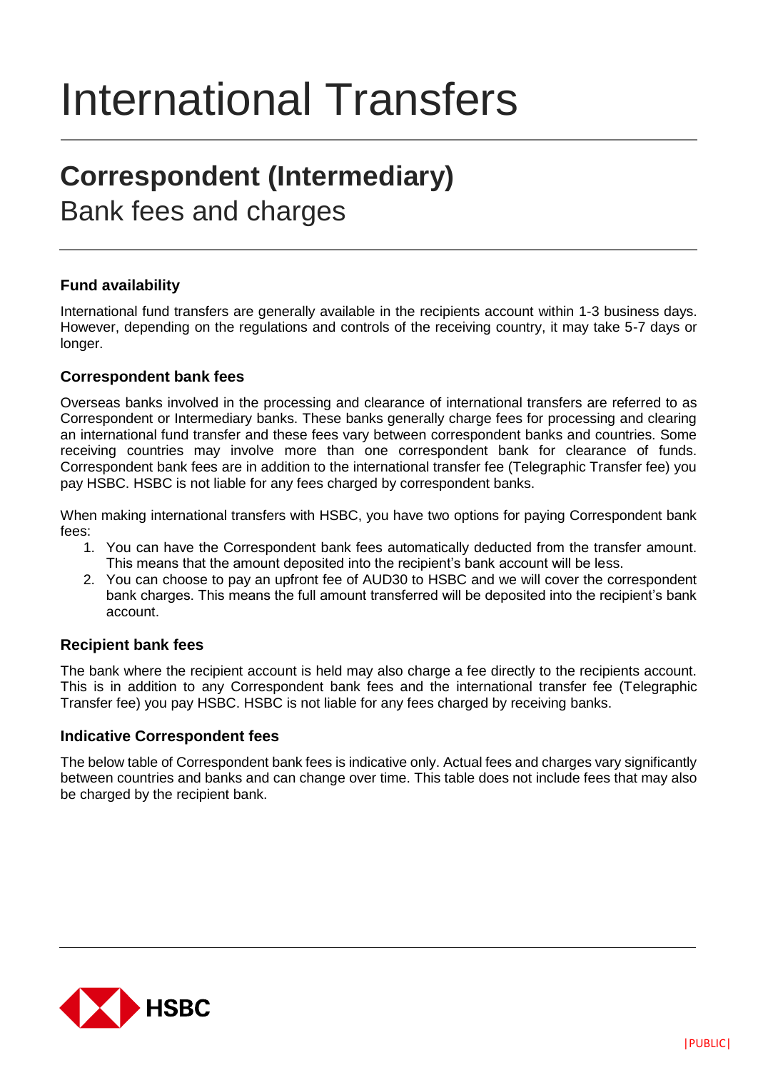# International Transfers

## Correspondent (Intermediary)

Bank fees and charges

### Fund availability

International fund transfers are generally available in the recipients account within 1-3 business days. However, depending on the regulations and controls of the receiving country, it may take 5-7 days or longer.

### Correspondent bank fees

Overseas banks involved in the processing and clearance of international transfers are referred to as Correspondent or Intermediary banks. These banks generally charge fees for processing and clearing an international fund transfer and these fees vary between correspondent banks and countries. Some receiving countries may involve more than one correspondent bank for clearance of funds. Correspondent bank fees are in addition to the international transfer fee (Telegraphic Transfer fee) you pay HSBC. HSBC is not liable for any fees charged by correspondent banks.

When making international transfers with HSBC, you have two options for paying Correspondent bank fees:

1. You can have the Correspondent bank fees automatically deducted from the transfer amount. This means that the amount deposited into the recipient's bank account will be less.
2. You can choose to pay an upfront fee of AUD30 to HSBC and we will cover the correspondent bank charges. This means the full amount transferred will be deposited into the recipient's bank account.

### Recipient bank fees

The bank where the recipient account is held may also charge a fee directly to the recipients account. This is in addition to any Correspondent bank fees and the international transfer fee (Telegraphic Transfer fee) you pay HSBC. HSBC is not liable for any fees charged by receiving banks.

### Indicative Correspondent fees

The below table of Correspondent bank fees is indicative only. Actual fees and charges vary significantly between countries and banks and can change over time. This table does not include fees that may also be charged by the recipient bank.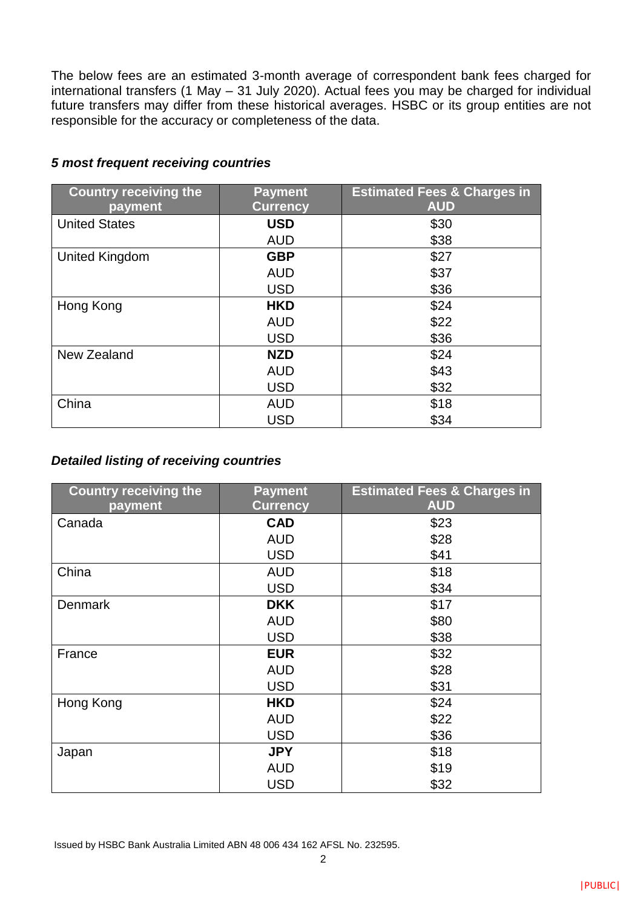The below fees are an estimated 3-month average of correspondent bank fees charged for international transfers (1 May – 31 July 2020). Actual fees you may be charged for individual future transfers may differ from these historical averages. HSBC or its group entities are not responsible for the accuracy or completeness of the data.

***5 most frequent receiving countries***

| Country receiving the payment | Payment Currency | Estimated Fees & Charges in AUD |
|---|---|---|
| United States | **USD** | $30 |
| | AUD | $38 |
| United Kingdom | **GBP** | $27 |
| | AUD | $37 |
| | USD | $36 |
| Hong Kong | **HKD** | $24 |
| | AUD | $22 |
| | USD | $36 |
| New Zealand | **NZD** | $24 |
| | AUD | $43 |
| | USD | $32 |
| China | AUD | $18 |
| | USD | $34 |

***Detailed listing of receiving countries***

| Country receiving the payment | Payment Currency | Estimated Fees & Charges in AUD |
|---|---|---|
| Canada | **CAD** | $23 |
| | AUD | $28 |
| | USD | $41 |
| China | AUD | $18 |
| | USD | $34 |
| Denmark | **DKK** | $17 |
| | AUD | $80 |
| | USD | $38 |
| France | **EUR** | $32 |
| | AUD | $28 |
| | USD | $31 |
| Hong Kong | **HKD** | $24 |
| | AUD | $22 |
| | USD | $36 |
| Japan | **JPY** | $18 |
| | AUD | $19 |
| | USD | $32 |

Issued by HSBC Bank Australia Limited ABN 48 006 434 162 AFSL No. 232595.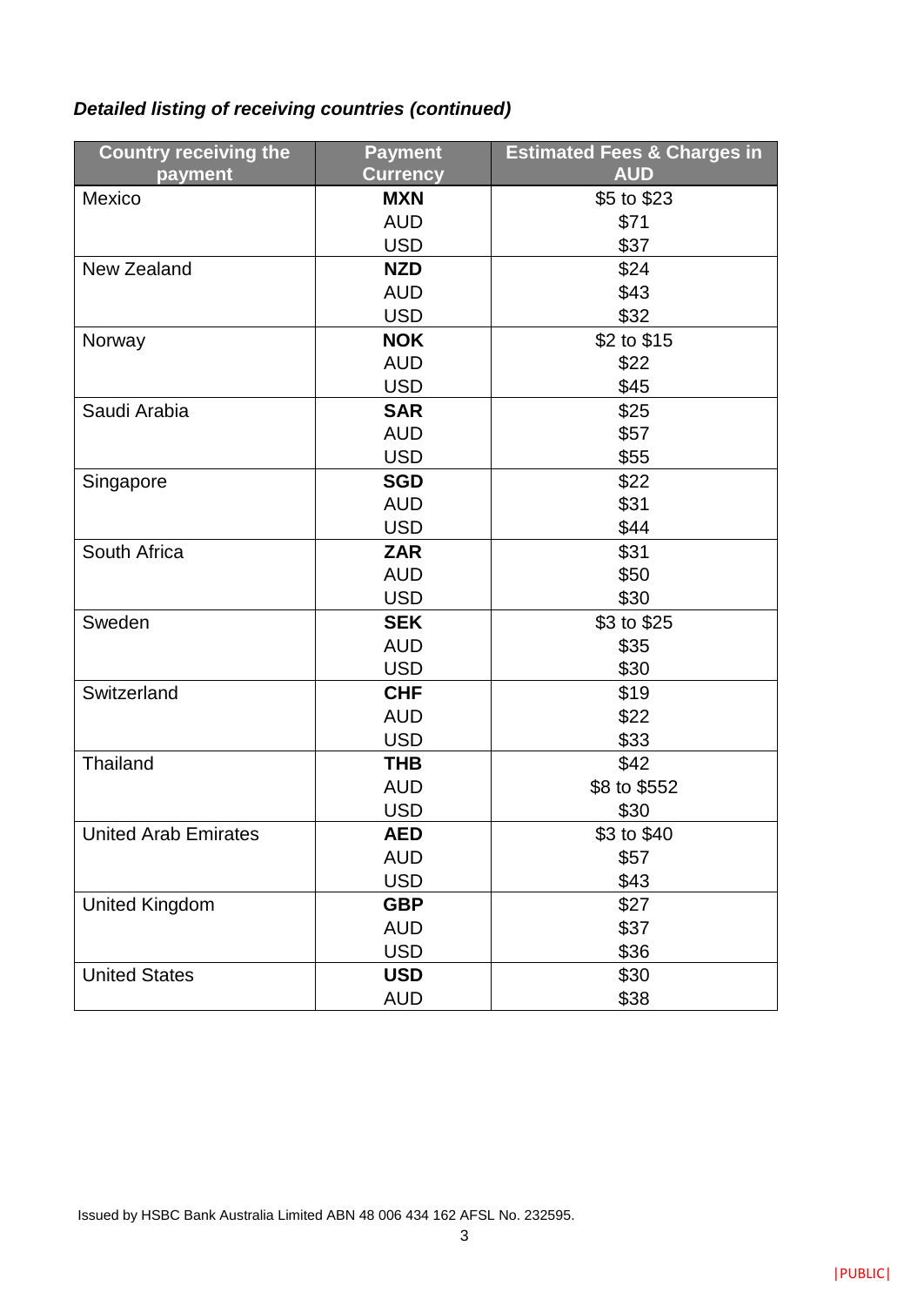***Detailed listing of receiving countries (continued)***

| Country receiving the payment | Payment Currency | Estimated Fees & Charges in AUD |
|---|---|---|
| Mexico | **MXN** | $5 to $23 |
| | AUD | $71 |
| | USD | $37 |
| New Zealand | **NZD** | $24 |
| | AUD | $43 |
| | USD | $32 |
| Norway | **NOK** | $2 to $15 |
| | AUD | $22 |
| | USD | $45 |
| Saudi Arabia | **SAR** | $25 |
| | AUD | $57 |
| | USD | $55 |
| Singapore | **SGD** | $22 |
| | AUD | $31 |
| | USD | $44 |
| South Africa | **ZAR** | $31 |
| | AUD | $50 |
| | USD | $30 |
| Sweden | **SEK** | $3 to $25 |
| | AUD | $35 |
| | USD | $30 |
| Switzerland | **CHF** | $19 |
| | AUD | $22 |
| | USD | $33 |
| Thailand | **THB** | $42 |
| | AUD | $8 to $552 |
| | USD | $30 |
| United Arab Emirates | **AED** | $3 to $40 |
| | AUD | $57 |
| | USD | $43 |
| United Kingdom | **GBP** | $27 |
| | AUD | $37 |
| | USD | $36 |
| United States | **USD** | $30 |
| | AUD | $38 |

Issued by HSBC Bank Australia Limited ABN 48 006 434 162 AFSL No. 232595.

|PUBLIC|